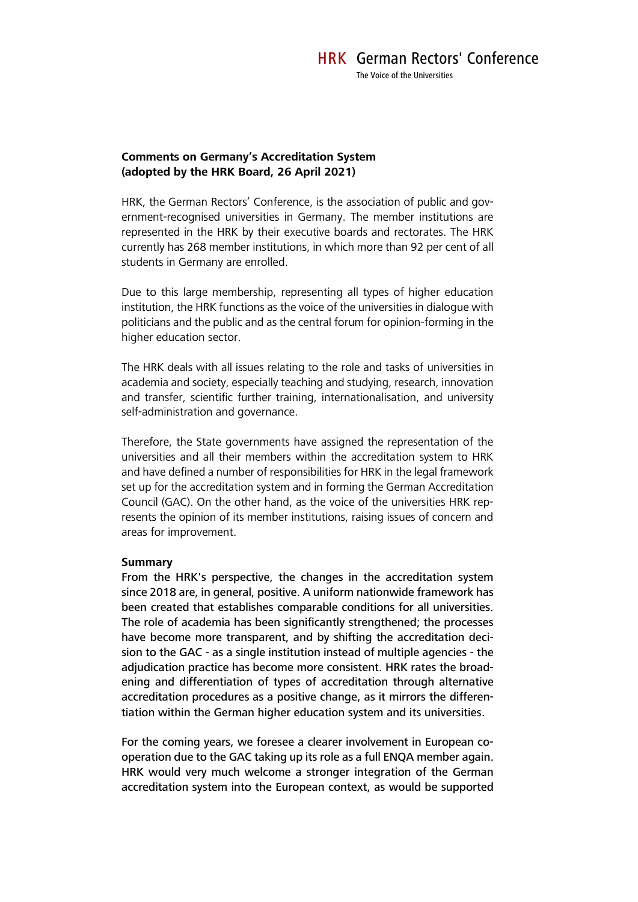# Comments on Germany's Accreditation System (adopted by the HRK Board, 26 April 2021)

HRK, the German Rectors' Conference, is the association of public and government-recognised universities in Germany. The member institutions are represented in the HRK by their executive boards and rectorates. The HRK currently has 268 member institutions, in which more than 92 per cent of all students in Germany are enrolled.

Due to this large membership, representing all types of higher education institution, the HRK functions as the voice of the universities in dialogue with politicians and the public and as the central forum for opinion-forming in the higher education sector.

The HRK deals with all issues relating to the role and tasks of universities in academia and society, especially teaching and studying, research, innovation and transfer, scientific further training, internationalisation, and university self-administration and governance.

Therefore, the State governments have assigned the representation of the universities and all their members within the accreditation system to HRK and have defined a number of responsibilities for HRK in the legal framework set up for the accreditation system and in forming the German Accreditation Council (GAC). On the other hand, as the voice of the universities HRK represents the opinion of its member institutions, raising issues of concern and areas for improvement.

## Summary

From the HRK's perspective, the changes in the accreditation system since 2018 are, in general, positive. A uniform nationwide framework has been created that establishes comparable conditions for all universities. The role of academia has been significantly strengthened; the processes have become more transparent, and by shifting the accreditation decision to the GAC - as a single institution instead of multiple agencies - the adjudication practice has become more consistent. HRK rates the broadening and differentiation of types of accreditation through alternative accreditation procedures as a positive change, as it mirrors the differentiation within the German higher education system and its universities.

For the coming years, we foresee a clearer involvement in European cooperation due to the GAC taking up its role as a full ENQA member again. HRK would very much welcome a stronger integration of the German accreditation system into the European context, as would be supported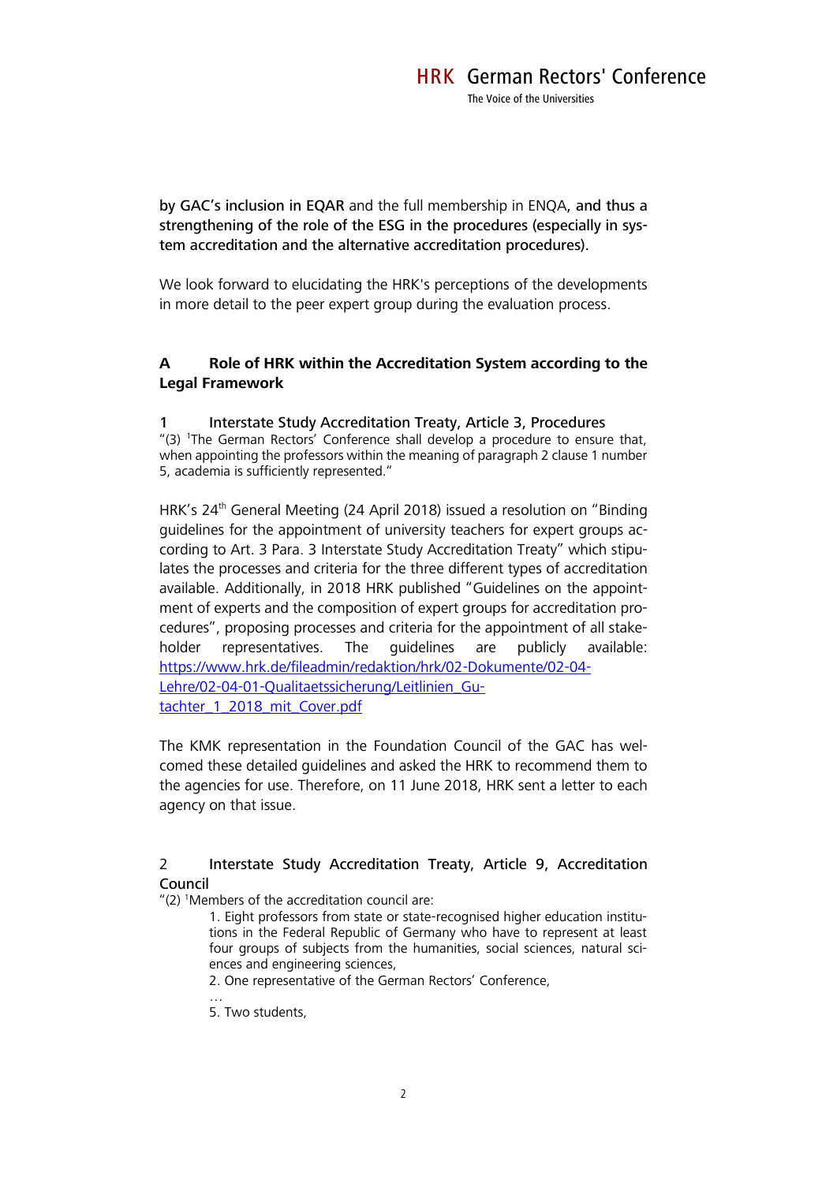by GAC's inclusion in EQAR and the full membership in ENQA, and thus a strengthening of the role of the ESG in the procedures (especially in system accreditation and the alternative accreditation procedures).

We look forward to elucidating the HRK's perceptions of the developments in more detail to the peer expert group during the evaluation process.

## A Role of HRK within the Accreditation System according to the Legal Framework

### 1 Interstate Study Accreditation Treaty, Article 3, Procedures

"(3) [1]The German Rectors' Conference shall develop a procedure to ensure that, when appointing the professors within the meaning of paragraph 2 clause 1 number 5, academia is sufficiently represented."

HRK's 24th General Meeting (24 April 2018) issued a resolution on "Binding guidelines for the appointment of university teachers for expert groups according to Art. 3 Para. 3 Interstate Study Accreditation Treaty" which stipulates the processes and criteria for the three different types of accreditation available. Additionally, in 2018 HRK published "Guidelines on the appointment of experts and the composition of expert groups for accreditation procedures", proposing processes and criteria for the appointment of all stakeholder representatives. The guidelines are publicly available: [https://www.hrk.de/fileadmin/redaktion/hrk/02-Dokumente/02-04-Lehre/02-04-01-Qualitaetssicherung/Leitlinien_Gutachter_1_2018_mit_Cover.pdf](https://www.hrk.de/fileadmin/redaktion/hrk/02-Dokumente/02-04-Lehre/02-04-01-Qualitaetssicherung/Leitlinien_Gutachter_1_2018_mit_Cover.pdf)

The KMK representation in the Foundation Council of the GAC has welcomed these detailed guidelines and asked the HRK to recommend them to the agencies for use. Therefore, on 11 June 2018, HRK sent a letter to each agency on that issue.

### 2 Interstate Study Accreditation Treaty, Article 9, Accreditation Council

"(2) [1]Members of the accreditation council are:

1. Eight professors from state or state-recognised higher education institutions in the Federal Republic of Germany who have to represent at least four groups of subjects from the humanities, social sciences, natural sciences and engineering sciences,
2. One representative of the German Rectors' Conference,

…

5. Two students,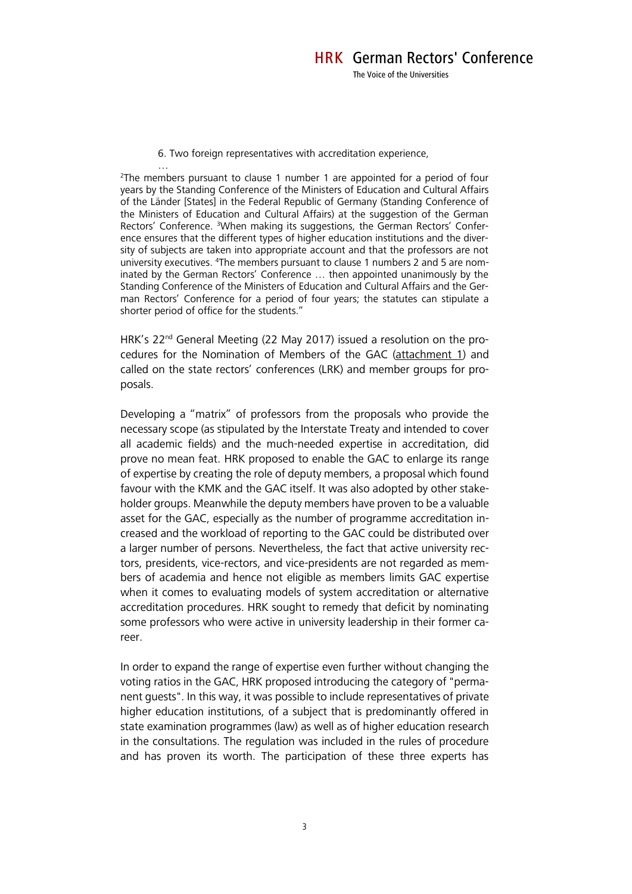6. Two foreign representatives with accreditation experience,

…

[2]The members pursuant to clause 1 number 1 are appointed for a period of four years by the Standing Conference of the Ministers of Education and Cultural Affairs of the Länder [States] in the Federal Republic of Germany (Standing Conference of the Ministers of Education and Cultural Affairs) at the suggestion of the German Rectors' Conference. [3]When making its suggestions, the German Rectors' Conference ensures that the different types of higher education institutions and the diversity of subjects are taken into appropriate account and that the professors are not university executives. [4]The members pursuant to clause 1 numbers 2 and 5 are nominated by the German Rectors' Conference … then appointed unanimously by the Standing Conference of the Ministers of Education and Cultural Affairs and the German Rectors' Conference for a period of four years; the statutes can stipulate a shorter period of office for the students."

HRK's 22nd General Meeting (22 May 2017) issued a resolution on the procedures for the Nomination of Members of the GAC (attachment 1) and called on the state rectors' conferences (LRK) and member groups for proposals.

Developing a "matrix" of professors from the proposals who provide the necessary scope (as stipulated by the Interstate Treaty and intended to cover all academic fields) and the much-needed expertise in accreditation, did prove no mean feat. HRK proposed to enable the GAC to enlarge its range of expertise by creating the role of deputy members, a proposal which found favour with the KMK and the GAC itself. It was also adopted by other stakeholder groups. Meanwhile the deputy members have proven to be a valuable asset for the GAC, especially as the number of programme accreditation increased and the workload of reporting to the GAC could be distributed over a larger number of persons. Nevertheless, the fact that active university rectors, presidents, vice-rectors, and vice-presidents are not regarded as members of academia and hence not eligible as members limits GAC expertise when it comes to evaluating models of system accreditation or alternative accreditation procedures. HRK sought to remedy that deficit by nominating some professors who were active in university leadership in their former career.

In order to expand the range of expertise even further without changing the voting ratios in the GAC, HRK proposed introducing the category of "permanent guests". In this way, it was possible to include representatives of private higher education institutions, of a subject that is predominantly offered in state examination programmes (law) as well as of higher education research in the consultations. The regulation was included in the rules of procedure and has proven its worth. The participation of these three experts has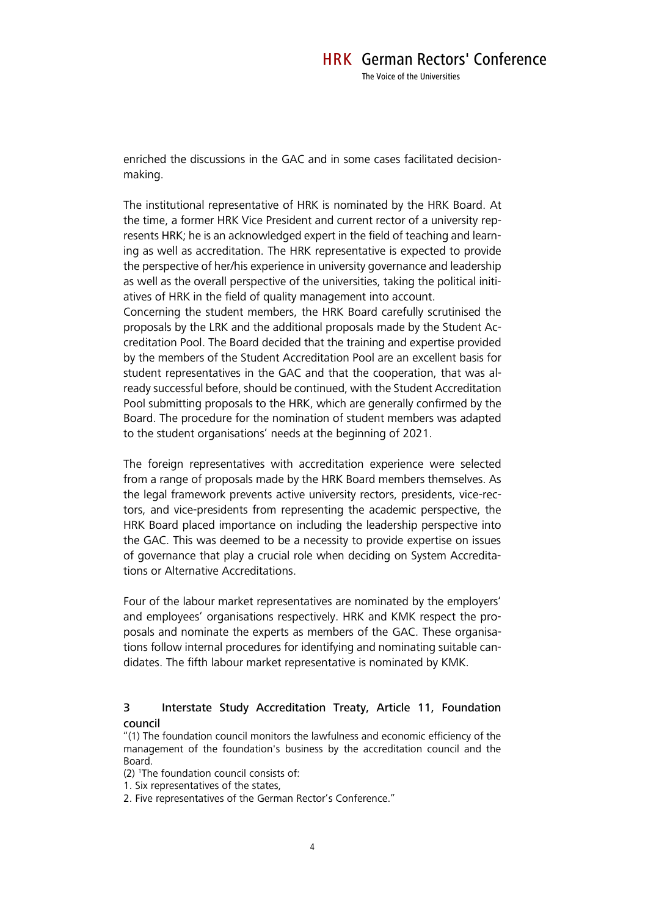enriched the discussions in the GAC and in some cases facilitated decision-making.

The institutional representative of HRK is nominated by the HRK Board. At the time, a former HRK Vice President and current rector of a university represents HRK; he is an acknowledged expert in the field of teaching and learning as well as accreditation. The HRK representative is expected to provide the perspective of her/his experience in university governance and leadership as well as the overall perspective of the universities, taking the political initiatives of HRK in the field of quality management into account.
Concerning the student members, the HRK Board carefully scrutinised the proposals by the LRK and the additional proposals made by the Student Accreditation Pool. The Board decided that the training and expertise provided by the members of the Student Accreditation Pool are an excellent basis for student representatives in the GAC and that the cooperation, that was already successful before, should be continued, with the Student Accreditation Pool submitting proposals to the HRK, which are generally confirmed by the Board. The procedure for the nomination of student members was adapted to the student organisations' needs at the beginning of 2021.

The foreign representatives with accreditation experience were selected from a range of proposals made by the HRK Board members themselves. As the legal framework prevents active university rectors, presidents, vice-rectors, and vice-presidents from representing the academic perspective, the HRK Board placed importance on including the leadership perspective into the GAC. This was deemed to be a necessity to provide expertise on issues of governance that play a crucial role when deciding on System Accreditations or Alternative Accreditations.

Four of the labour market representatives are nominated by the employers' and employees' organisations respectively. HRK and KMK respect the proposals and nominate the experts as members of the GAC. These organisations follow internal procedures for identifying and nominating suitable candidates. The fifth labour market representative is nominated by KMK.

## 3 Interstate Study Accreditation Treaty, Article 11, Foundation council

"(1) The foundation council monitors the lawfulness and economic efficiency of the management of the foundation's business by the accreditation council and the Board.
(2) [1]The foundation council consists of:
1. Six representatives of the states,
2. Five representatives of the German Rector's Conference."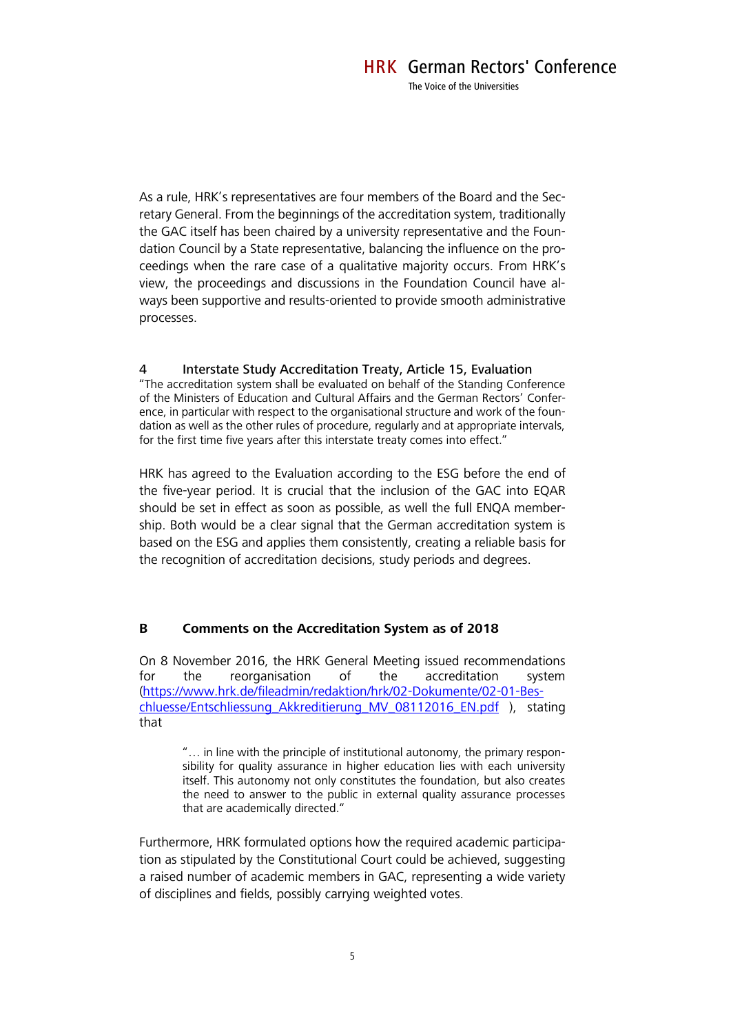As a rule, HRK's representatives are four members of the Board and the Secretary General. From the beginnings of the accreditation system, traditionally the GAC itself has been chaired by a university representative and the Foundation Council by a State representative, balancing the influence on the proceedings when the rare case of a qualitative majority occurs. From HRK's view, the proceedings and discussions in the Foundation Council have always been supportive and results-oriented to provide smooth administrative processes.

### 4 Interstate Study Accreditation Treaty, Article 15, Evaluation

"The accreditation system shall be evaluated on behalf of the Standing Conference of the Ministers of Education and Cultural Affairs and the German Rectors' Conference, in particular with respect to the organisational structure and work of the foundation as well as the other rules of procedure, regularly and at appropriate intervals, for the first time five years after this interstate treaty comes into effect."

HRK has agreed to the Evaluation according to the ESG before the end of the five-year period. It is crucial that the inclusion of the GAC into EQAR should be set in effect as soon as possible, as well the full ENQA membership. Both would be a clear signal that the German accreditation system is based on the ESG and applies them consistently, creating a reliable basis for the recognition of accreditation decisions, study periods and degrees.

## B Comments on the Accreditation System as of 2018

On 8 November 2016, the HRK General Meeting issued recommendations for the reorganisation of the accreditation system ([https://www.hrk.de/fileadmin/redaktion/hrk/02-Dokumente/02-01-Beschluesse/Entschliessung_Akkreditierung_MV_08112016_EN.pdf](https://www.hrk.de/fileadmin/redaktion/hrk/02-Dokumente/02-01-Beschluesse/Entschliessung_Akkreditierung_MV_08112016_EN.pdf) ), stating that

> "… in line with the principle of institutional autonomy, the primary responsibility for quality assurance in higher education lies with each university itself. This autonomy not only constitutes the foundation, but also creates the need to answer to the public in external quality assurance processes that are academically directed."

Furthermore, HRK formulated options how the required academic participation as stipulated by the Constitutional Court could be achieved, suggesting a raised number of academic members in GAC, representing a wide variety of disciplines and fields, possibly carrying weighted votes.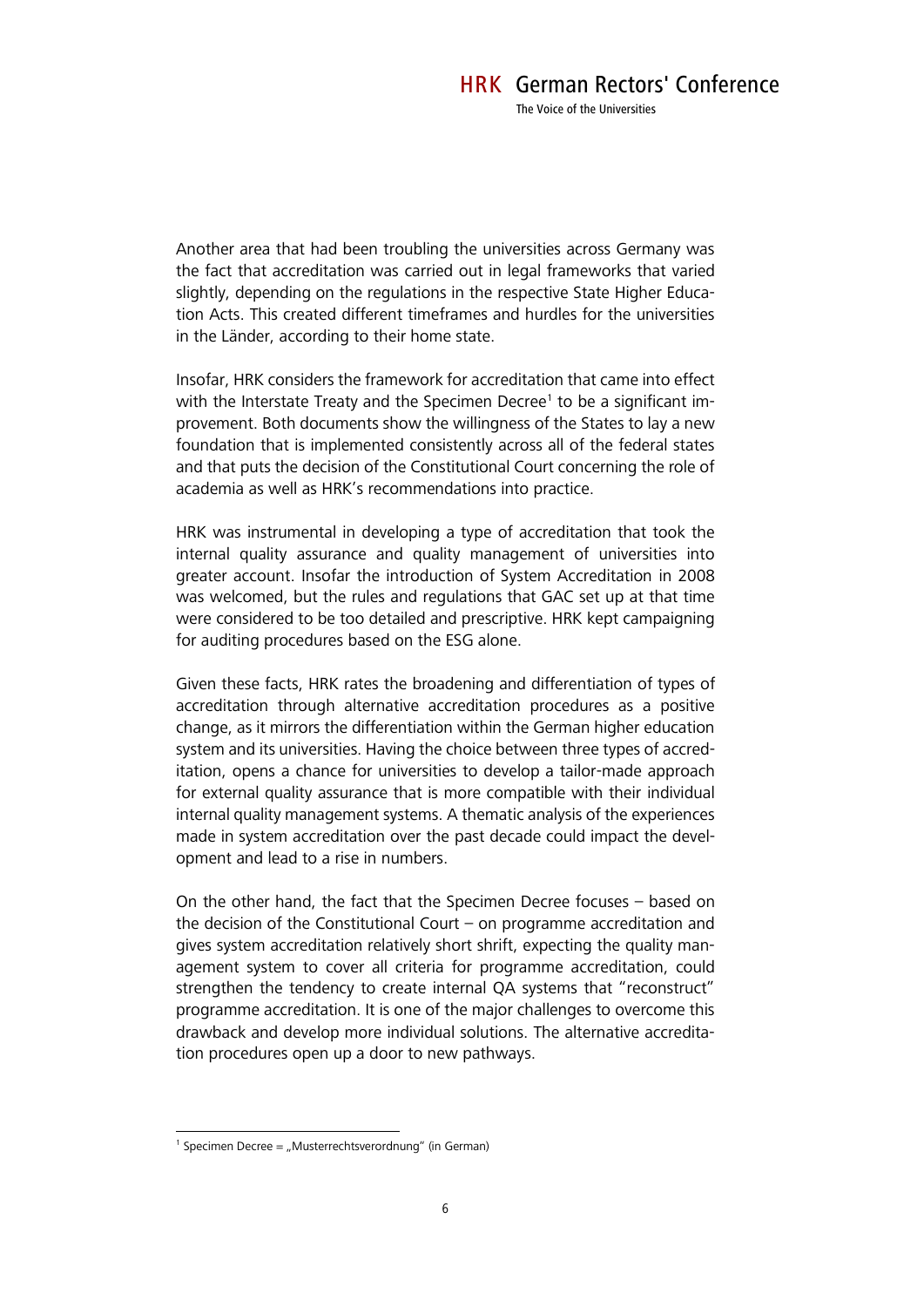Another area that had been troubling the universities across Germany was the fact that accreditation was carried out in legal frameworks that varied slightly, depending on the regulations in the respective State Higher Education Acts. This created different timeframes and hurdles for the universities in the Länder, according to their home state.

Insofar, HRK considers the framework for accreditation that came into effect with the Interstate Treaty and the Specimen Decree[1] to be a significant improvement. Both documents show the willingness of the States to lay a new foundation that is implemented consistently across all of the federal states and that puts the decision of the Constitutional Court concerning the role of academia as well as HRK's recommendations into practice.

HRK was instrumental in developing a type of accreditation that took the internal quality assurance and quality management of universities into greater account. Insofar the introduction of System Accreditation in 2008 was welcomed, but the rules and regulations that GAC set up at that time were considered to be too detailed and prescriptive. HRK kept campaigning for auditing procedures based on the ESG alone.

Given these facts, HRK rates the broadening and differentiation of types of accreditation through alternative accreditation procedures as a positive change, as it mirrors the differentiation within the German higher education system and its universities. Having the choice between three types of accreditation, opens a chance for universities to develop a tailor-made approach for external quality assurance that is more compatible with their individual internal quality management systems. A thematic analysis of the experiences made in system accreditation over the past decade could impact the development and lead to a rise in numbers.

On the other hand, the fact that the Specimen Decree focuses – based on the decision of the Constitutional Court – on programme accreditation and gives system accreditation relatively short shrift, expecting the quality management system to cover all criteria for programme accreditation, could strengthen the tendency to create internal QA systems that "reconstruct" programme accreditation. It is one of the major challenges to overcome this drawback and develop more individual solutions. The alternative accreditation procedures open up a door to new pathways.

[1] Specimen Decree = „Musterrechtsverordnung" (in German)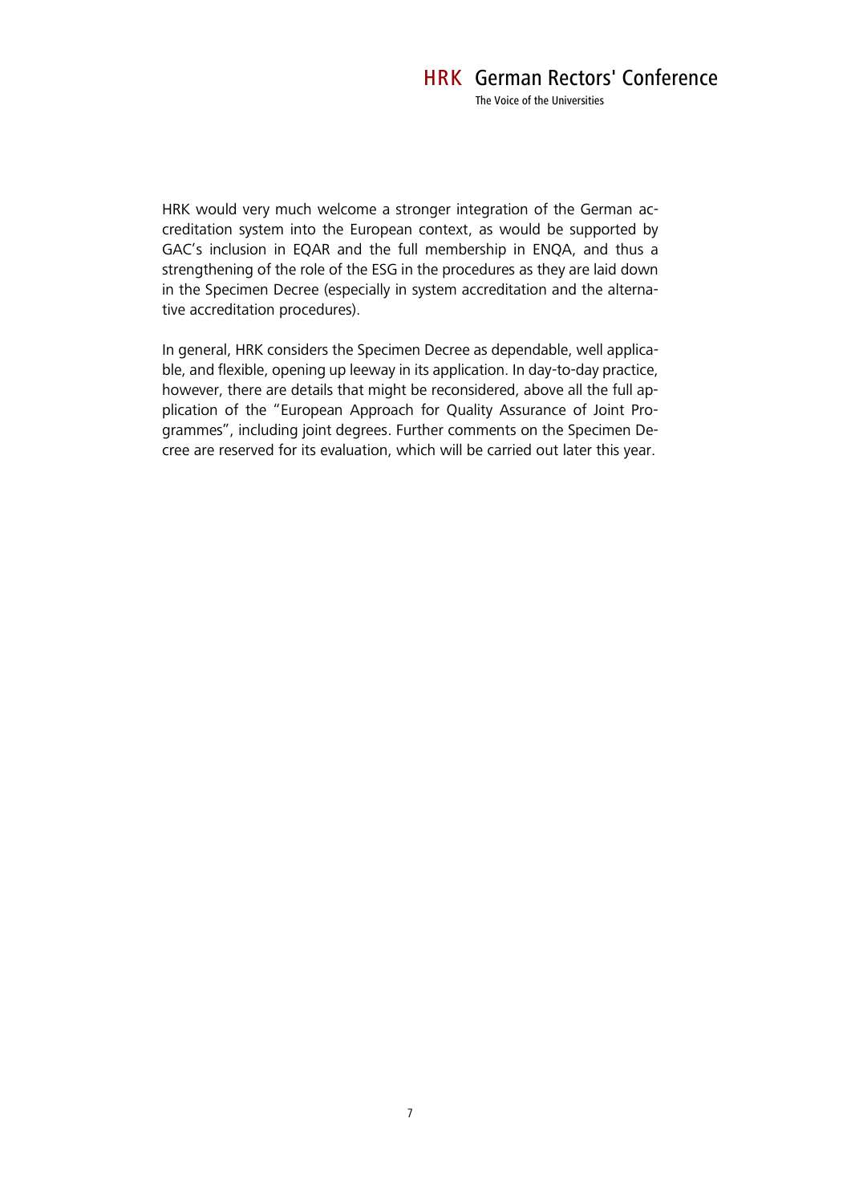HRK would very much welcome a stronger integration of the German accreditation system into the European context, as would be supported by GAC's inclusion in EQAR and the full membership in ENQA, and thus a strengthening of the role of the ESG in the procedures as they are laid down in the Specimen Decree (especially in system accreditation and the alternative accreditation procedures).

In general, HRK considers the Specimen Decree as dependable, well applicable, and flexible, opening up leeway in its application. In day-to-day practice, however, there are details that might be reconsidered, above all the full application of the "European Approach for Quality Assurance of Joint Programmes", including joint degrees. Further comments on the Specimen Decree are reserved for its evaluation, which will be carried out later this year.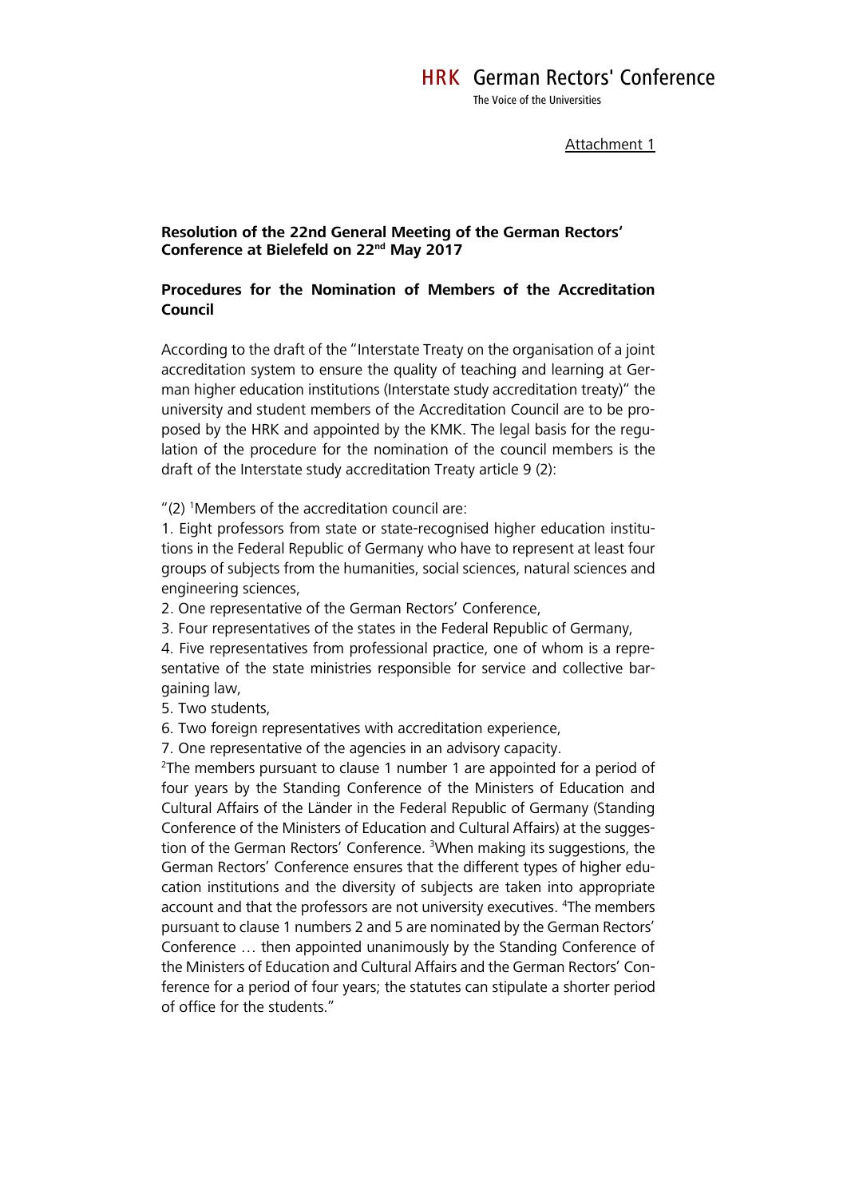Attachment 1

**Resolution of the 22nd General Meeting of the German Rectors' Conference at Bielefeld on 22nd May 2017**

**Procedures for the Nomination of Members of the Accreditation Council**

According to the draft of the "Interstate Treaty on the organisation of a joint accreditation system to ensure the quality of teaching and learning at German higher education institutions (Interstate study accreditation treaty)" the university and student members of the Accreditation Council are to be proposed by the HRK and appointed by the KMK. The legal basis for the regulation of the procedure for the nomination of the council members is the draft of the Interstate study accreditation Treaty article 9 (2):

"(2) [1]Members of the accreditation council are:

1. Eight professors from state or state-recognised higher education institutions in the Federal Republic of Germany who have to represent at least four groups of subjects from the humanities, social sciences, natural sciences and engineering sciences,
2. One representative of the German Rectors' Conference,
3. Four representatives of the states in the Federal Republic of Germany,
4. Five representatives from professional practice, one of whom is a representative of the state ministries responsible for service and collective bargaining law,
5. Two students,
6. Two foreign representatives with accreditation experience,
7. One representative of the agencies in an advisory capacity.

[2]The members pursuant to clause 1 number 1 are appointed for a period of four years by the Standing Conference of the Ministers of Education and Cultural Affairs of the Länder in the Federal Republic of Germany (Standing Conference of the Ministers of Education and Cultural Affairs) at the suggestion of the German Rectors' Conference. [3]When making its suggestions, the German Rectors' Conference ensures that the different types of higher education institutions and the diversity of subjects are taken into appropriate account and that the professors are not university executives. [4]The members pursuant to clause 1 numbers 2 and 5 are nominated by the German Rectors' Conference … then appointed unanimously by the Standing Conference of the Ministers of Education and Cultural Affairs and the German Rectors' Conference for a period of four years; the statutes can stipulate a shorter period of office for the students."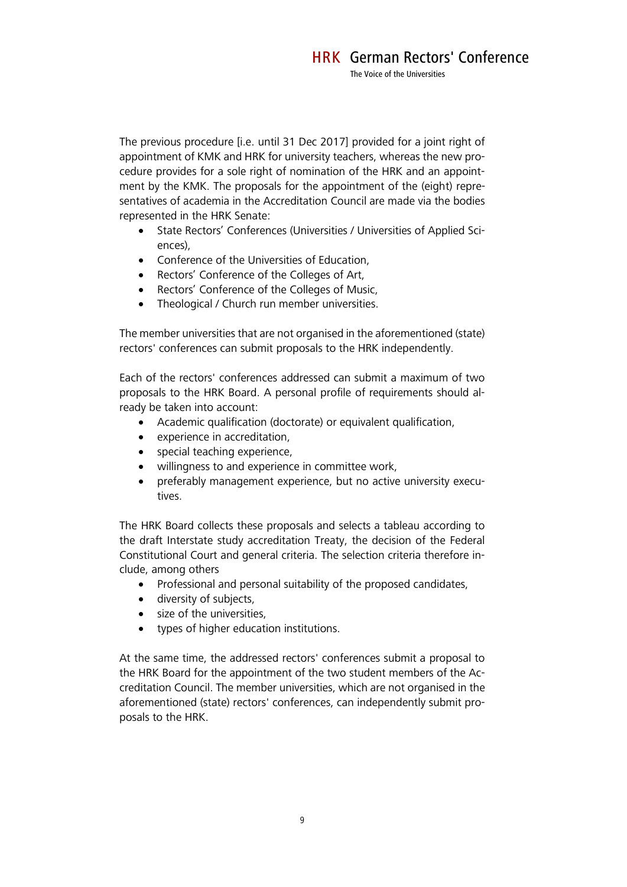The previous procedure [i.e. until 31 Dec 2017] provided for a joint right of appointment of KMK and HRK for university teachers, whereas the new procedure provides for a sole right of nomination of the HRK and an appointment by the KMK. The proposals for the appointment of the (eight) representatives of academia in the Accreditation Council are made via the bodies represented in the HRK Senate:

- State Rectors' Conferences (Universities / Universities of Applied Sciences),
- Conference of the Universities of Education,
- Rectors' Conference of the Colleges of Art,
- Rectors' Conference of the Colleges of Music,
- Theological / Church run member universities.

The member universities that are not organised in the aforementioned (state) rectors' conferences can submit proposals to the HRK independently.

Each of the rectors' conferences addressed can submit a maximum of two proposals to the HRK Board. A personal profile of requirements should already be taken into account:

- Academic qualification (doctorate) or equivalent qualification,
- experience in accreditation,
- special teaching experience,
- willingness to and experience in committee work,
- preferably management experience, but no active university executives.

The HRK Board collects these proposals and selects a tableau according to the draft Interstate study accreditation Treaty, the decision of the Federal Constitutional Court and general criteria. The selection criteria therefore include, among others

- Professional and personal suitability of the proposed candidates,
- diversity of subjects,
- size of the universities,
- types of higher education institutions.

At the same time, the addressed rectors' conferences submit a proposal to the HRK Board for the appointment of the two student members of the Accreditation Council. The member universities, which are not organised in the aforementioned (state) rectors' conferences, can independently submit proposals to the HRK.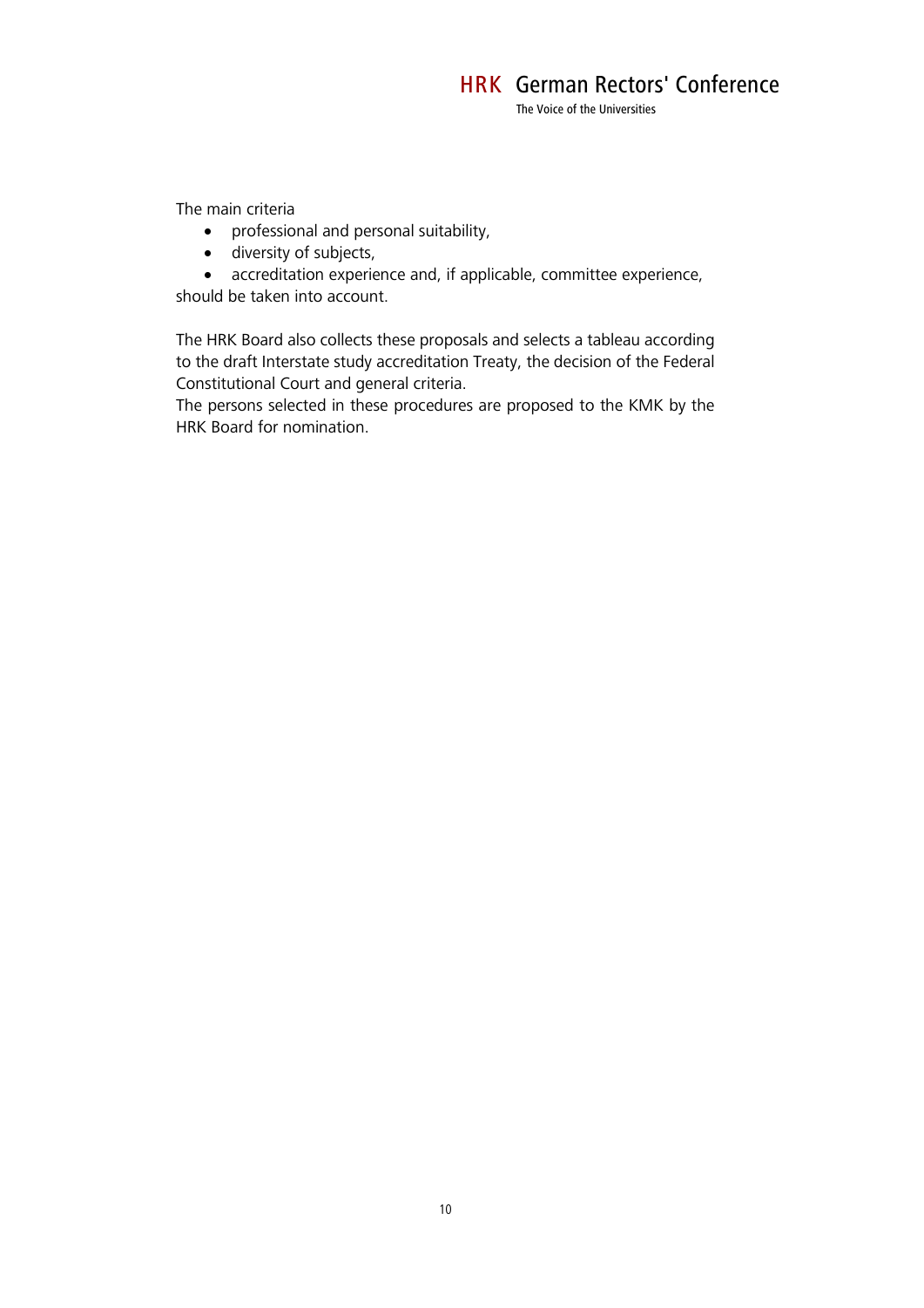The main criteria

- professional and personal suitability,
- diversity of subjects,
- accreditation experience and, if applicable, committee experience,

should be taken into account.

The HRK Board also collects these proposals and selects a tableau according to the draft Interstate study accreditation Treaty, the decision of the Federal Constitutional Court and general criteria.

The persons selected in these procedures are proposed to the KMK by the HRK Board for nomination.